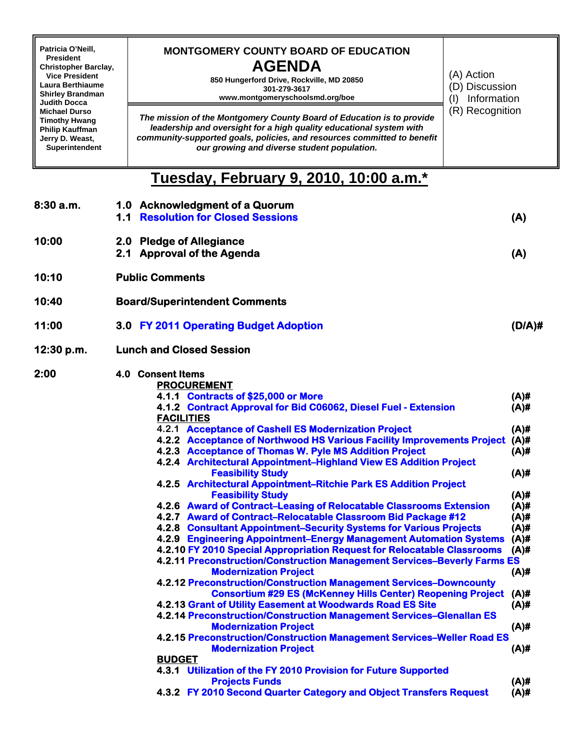Patricia O'Neill, President
Christopher Barclay, Vice President
Laura Berthiaume
Shirley Brandman
Judith Docca
Michael Durso
Timothy Hwang
Philip Kauffman
Jerry D. Weast, Superintendent

**MONTGOMERY COUNTY BOARD OF EDUCATION**

# AGENDA

**850 Hungerford Drive, Rockville, MD 20850**
**301-279-3617**
**www.montgomeryschoolsmd.org/boe**

***The mission of the Montgomery County Board of Education is to provide leadership and oversight for a high quality educational system with community-supported goals, policies, and resources committed to benefit our growing and diverse student population.***

(A) Action
(D) Discussion
(I) Information
(R) Recognition

## Tuesday, February 9, 2010, 10:00 a.m.*

| | | |
|---|---|---|
| **8:30 a.m.** | **1.0 Acknowledgment of a Quorum** | |
| | **1.1 Resolution for Closed Sessions** | **(A)** |
| **10:00** | **2.0 Pledge of Allegiance** | |
| | **2.1 Approval of the Agenda** | **(A)** |
| **10:10** | **Public Comments** | |
| **10:40** | **Board/Superintendent Comments** | |
| **11:00** | **3.0 FY 2011 Operating Budget Adoption** | **(D/A)#** |
| **12:30 p.m.** | **Lunch and Closed Session** | |
| **2:00** | **4.0 Consent Items** | |
| | **PROCUREMENT** | |
| | **4.1.1 Contracts of $25,000 or More** | **(A)#** |
| | **4.1.2 Contract Approval for Bid C06062, Diesel Fuel - Extension** | **(A)#** |
| | **FACILITIES** | |
| | **4.2.1 Acceptance of Cashell ES Modernization Project** | **(A)#** |
| | **4.2.2 Acceptance of Northwood HS Various Facility Improvements Project** | **(A)#** |
| | **4.2.3 Acceptance of Thomas W. Pyle MS Addition Project** | **(A)#** |
| | **4.2.4 Architectural Appointment–Highland View ES Addition Project Feasibility Study** | **(A)#** |
| | **4.2.5 Architectural Appointment–Ritchie Park ES Addition Project Feasibility Study** | **(A)#** |
| | **4.2.6 Award of Contract–Leasing of Relocatable Classrooms Extension** | **(A)#** |
| | **4.2.7 Award of Contract–Relocatable Classroom Bid Package #12** | **(A)#** |
| | **4.2.8 Consultant Appointment–Security Systems for Various Projects** | **(A)#** |
| | **4.2.9 Engineering Appointment–Energy Management Automation Systems** | **(A)#** |
| | **4.2.10 FY 2010 Special Appropriation Request for Relocatable Classrooms** | **(A)#** |
| | **4.2.11 Preconstruction/Construction Management Services–Beverly Farms ES Modernization Project** | **(A)#** |
| | **4.2.12 Preconstruction/Construction Management Services–Downcounty Consortium #29 ES (McKenney Hills Center) Reopening Project** | **(A)#** |
| | **4.2.13 Grant of Utility Easement at Woodwards Road ES Site** | **(A)#** |
| | **4.2.14 Preconstruction/Construction Management Services–Glenallan ES Modernization Project** | **(A)#** |
| | **4.2.15 Preconstruction/Construction Management Services–Weller Road ES Modernization Project** | **(A)#** |
| | **BUDGET** | |
| | **4.3.1 Utilization of the FY 2010 Provision for Future Supported Projects Funds** | **(A)#** |
| | **4.3.2 FY 2010 Second Quarter Category and Object Transfers Request** | **(A)#** |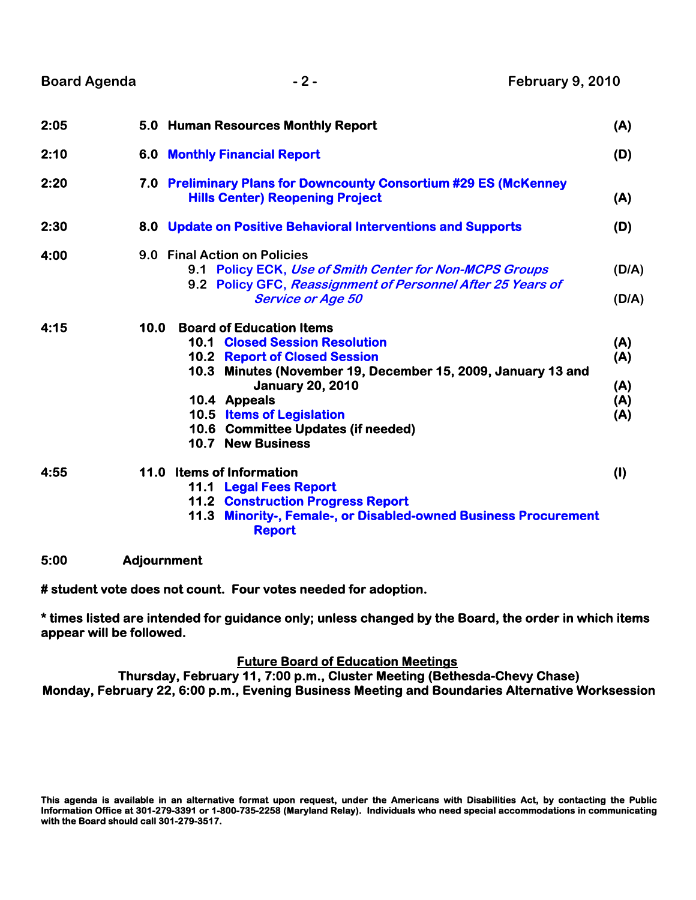| | | |
|---|---|---|
| 2:05 | **5.0 Human Resources Monthly Report** | **(A)** |
| 2:10 | **6.0 Monthly Financial Report** | **(D)** |
| 2:20 | **7.0 Preliminary Plans for Downcounty Consortium #29 ES (McKenney Hills Center) Reopening Project** | **(A)** |
| 2:30 | **8.0 Update on Positive Behavioral Interventions and Supports** | **(D)** |
| 4:00 | 9.0 Final Action on Policies | |
| | 9.1 Policy ECK, *Use of Smith Center for Non-MCPS Groups* | (D/A) |
| | 9.2 Policy GFC, *Reassignment of Personnel After 25 Years of Service or Age 50* | (D/A) |
| 4:15 | **10.0 Board of Education Items** | |
| | **10.1 Closed Session Resolution** | **(A)** |
| | **10.2 Report of Closed Session** | **(A)** |
| | **10.3 Minutes (November 19, December 15, 2009, January 13 and January 20, 2010** | **(A)** |
| | **10.4 Appeals** | **(A)** |
| | **10.5 Items of Legislation** | **(A)** |
| | **10.6 Committee Updates (if needed)** | |
| | **10.7 New Business** | |
| 4:55 | **11.0 Items of Information** | **(I)** |
| | **11.1 Legal Fees Report** | |
| | **11.2 Construction Progress Report** | |
| | **11.3 Minority-, Female-, or Disabled-owned Business Procurement Report** | |
| 5:00 | **Adjournment** | |

**# student vote does not count. Four votes needed for adoption.**

**\* times listed are intended for guidance only; unless changed by the Board, the order in which items appear will be followed.**

**Future Board of Education Meetings**

**Thursday, February 11, 7:00 p.m., Cluster Meeting (Bethesda-Chevy Chase)**
**Monday, February 22, 6:00 p.m., Evening Business Meeting and Boundaries Alternative Worksession**

**This agenda is available in an alternative format upon request, under the Americans with Disabilities Act, by contacting the Public Information Office at 301-279-3391 or 1-800-735-2258 (Maryland Relay). Individuals who need special accommodations in communicating with the Board should call 301-279-3517.**